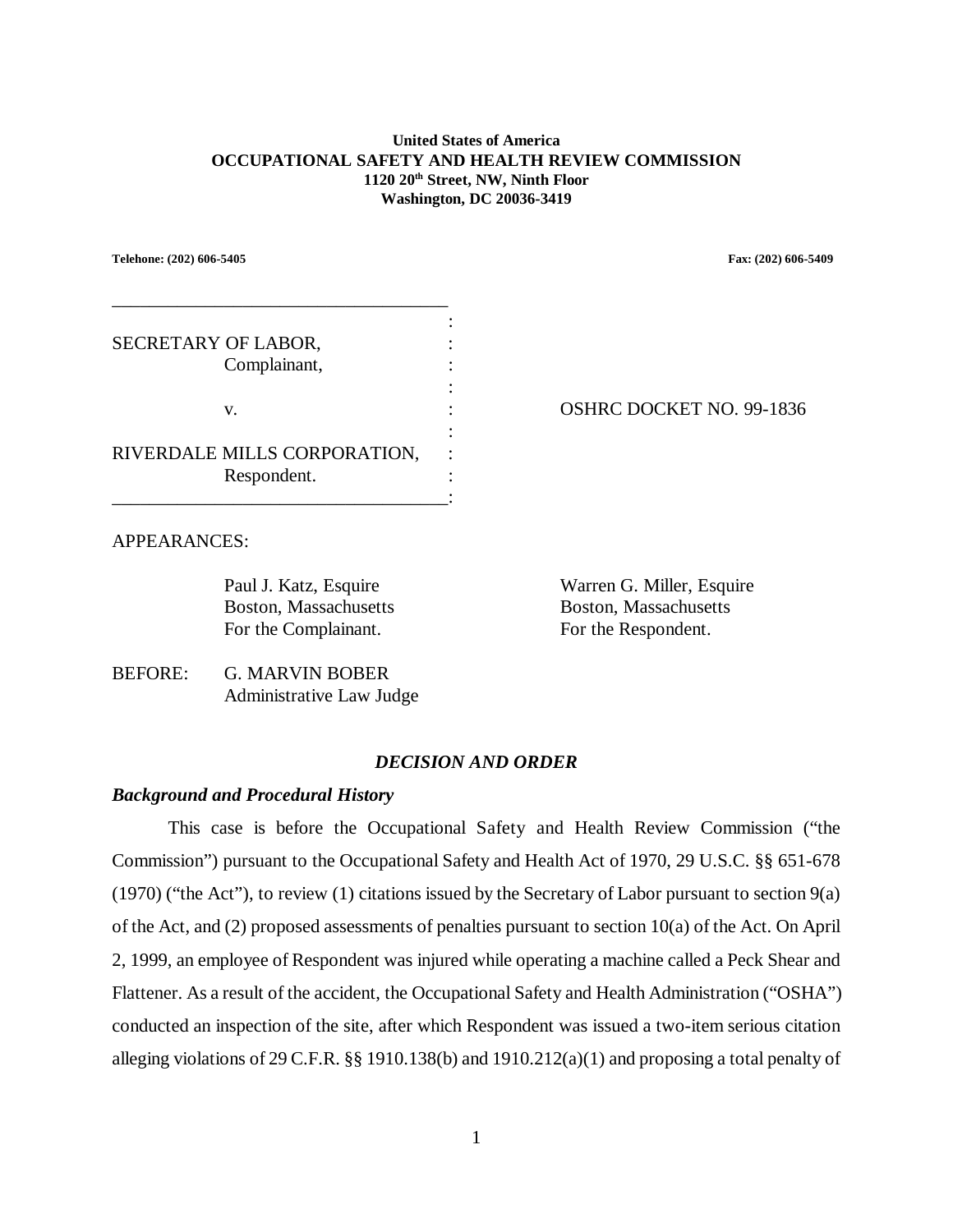**United States of America**
**OCCUPATIONAL SAFETY AND HEALTH REVIEW COMMISSION**
**1120 20th Street, NW, Ninth Floor**
**Washington, DC 20036-3419**

**Telehone: (202) 606-5405** **Fax: (202) 606-5409**

| | | |
|---|---|---|
| SECRETARY OF LABOR, Complainant, | : | |
| v. | : | OSHRC DOCKET NO. 99-1836 |
| RIVERDALE MILLS CORPORATION, Respondent. | : | |

APPEARANCES:

Paul J. Katz, Esquire
Boston, Massachusetts
For the Complainant.

Warren G. Miller, Esquire
Boston, Massachusetts
For the Respondent.

BEFORE: G. MARVIN BOBER
Administrative Law Judge

## *DECISION AND ORDER*

### *Background and Procedural History*

This case is before the Occupational Safety and Health Review Commission ("the Commission") pursuant to the Occupational Safety and Health Act of 1970, 29 U.S.C. §§ 651-678 (1970) ("the Act"), to review (1) citations issued by the Secretary of Labor pursuant to section 9(a) of the Act, and (2) proposed assessments of penalties pursuant to section 10(a) of the Act. On April 2, 1999, an employee of Respondent was injured while operating a machine called a Peck Shear and Flattener. As a result of the accident, the Occupational Safety and Health Administration ("OSHA") conducted an inspection of the site, after which Respondent was issued a two-item serious citation alleging violations of 29 C.F.R. §§ 1910.138(b) and 1910.212(a)(1) and proposing a total penalty of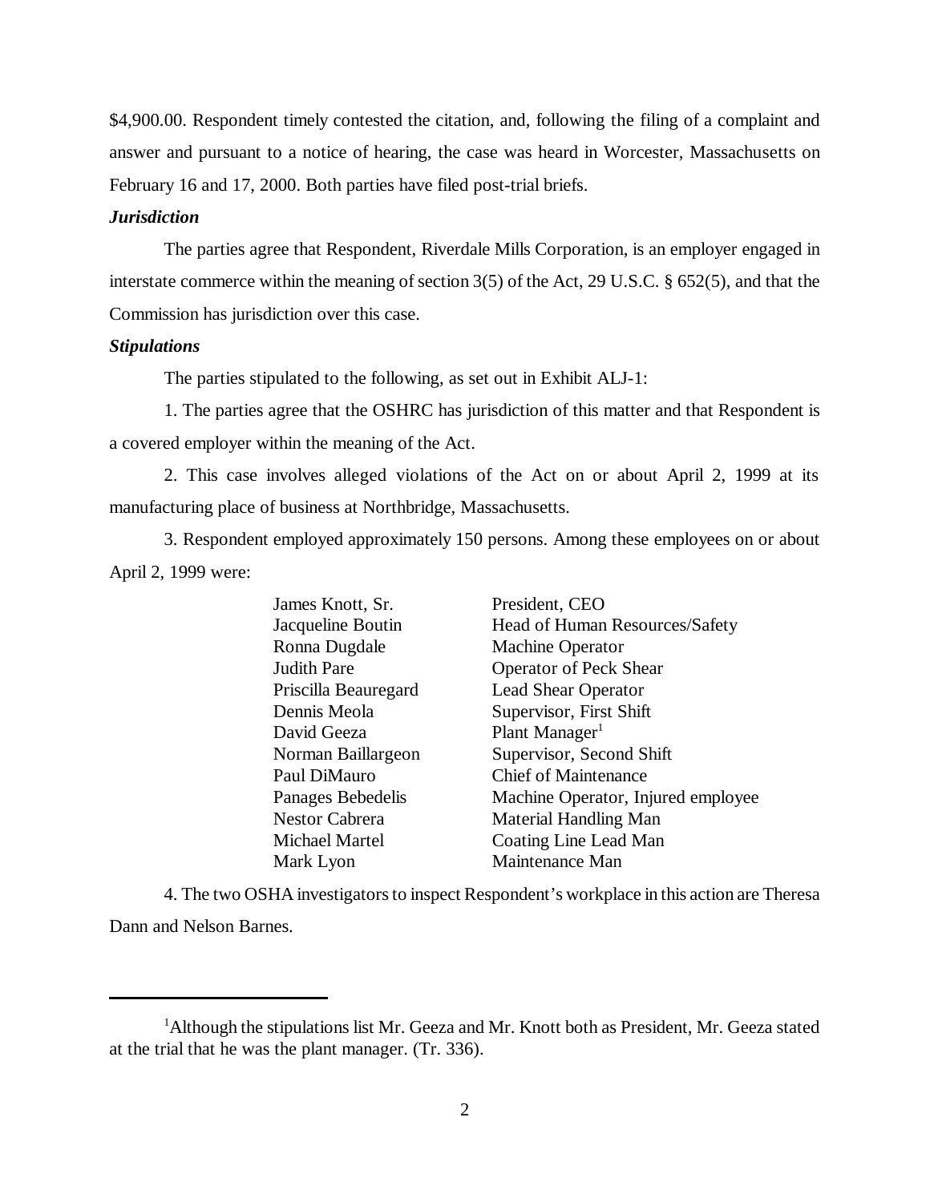$4,900.00. Respondent timely contested the citation, and, following the filing of a complaint and answer and pursuant to a notice of hearing, the case was heard in Worcester, Massachusetts on February 16 and 17, 2000. Both parties have filed post-trial briefs.

***Jurisdiction***

The parties agree that Respondent, Riverdale Mills Corporation, is an employer engaged in interstate commerce within the meaning of section 3(5) of the Act, 29 U.S.C. § 652(5), and that the Commission has jurisdiction over this case.

***Stipulations***

The parties stipulated to the following, as set out in Exhibit ALJ-1:

1. The parties agree that the OSHRC has jurisdiction of this matter and that Respondent is a covered employer within the meaning of the Act.

2. This case involves alleged violations of the Act on or about April 2, 1999 at its manufacturing place of business at Northbridge, Massachusetts.

3. Respondent employed approximately 150 persons. Among these employees on or about April 2, 1999 were:

| | |
|---|---|
| James Knott, Sr. | President, CEO |
| Jacqueline Boutin | Head of Human Resources/Safety |
| Ronna Dugdale | Machine Operator |
| Judith Pare | Operator of Peck Shear |
| Priscilla Beauregard | Lead Shear Operator |
| Dennis Meola | Supervisor, First Shift |
| David Geeza | Plant Manager[1] |
| Norman Baillargeon | Supervisor, Second Shift |
| Paul DiMauro | Chief of Maintenance |
| Panages Bebedelis | Machine Operator, Injured employee |
| Nestor Cabrera | Material Handling Man |
| Michael Martel | Coating Line Lead Man |
| Mark Lyon | Maintenance Man |

4. The two OSHA investigators to inspect Respondent's workplace in this action are Theresa Dann and Nelson Barnes.

---

[1]Although the stipulations list Mr. Geeza and Mr. Knott both as President, Mr. Geeza stated at the trial that he was the plant manager. (Tr. 336).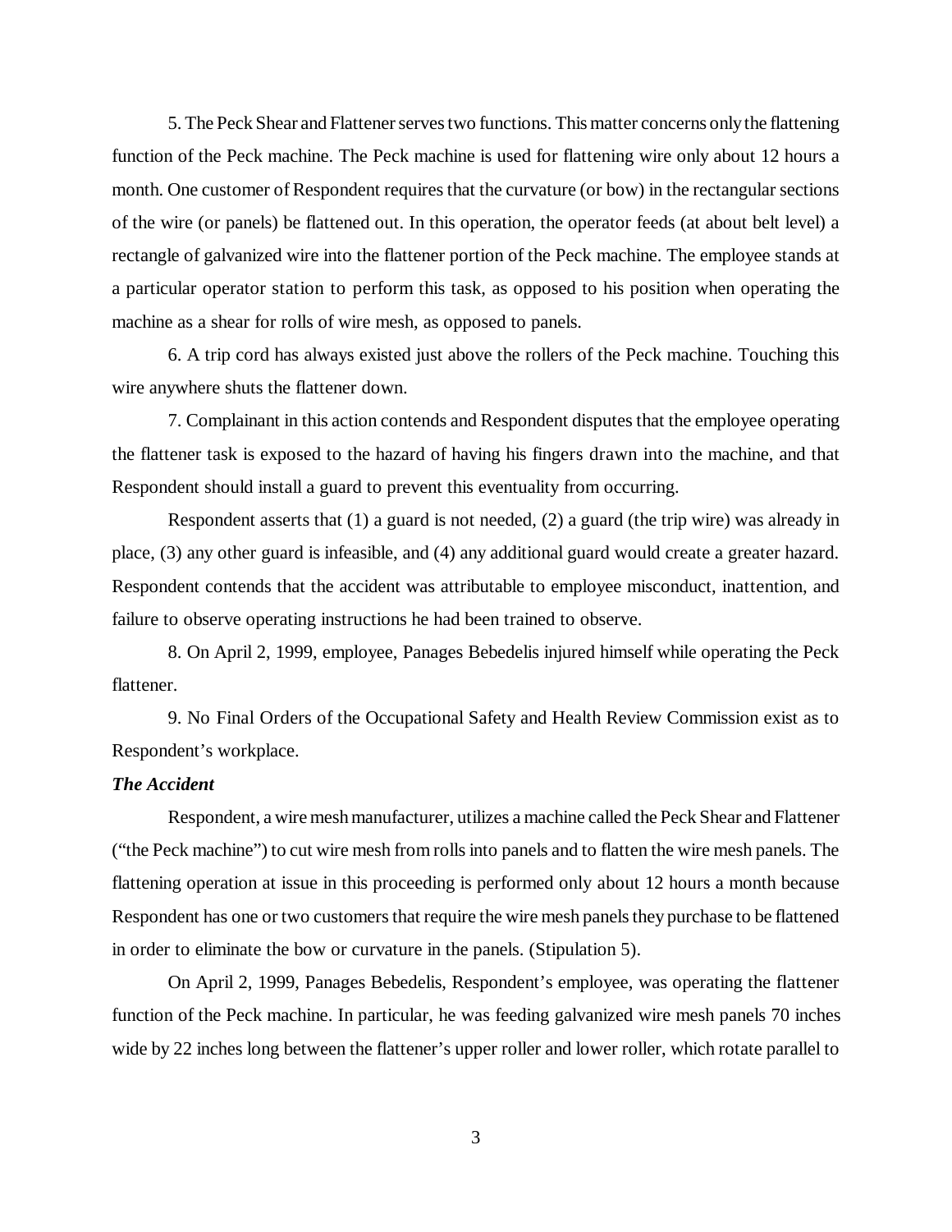5. The Peck Shear and Flattener serves two functions. This matter concerns only the flattening function of the Peck machine. The Peck machine is used for flattening wire only about 12 hours a month. One customer of Respondent requires that the curvature (or bow) in the rectangular sections of the wire (or panels) be flattened out. In this operation, the operator feeds (at about belt level) a rectangle of galvanized wire into the flattener portion of the Peck machine. The employee stands at a particular operator station to perform this task, as opposed to his position when operating the machine as a shear for rolls of wire mesh, as opposed to panels.

6. A trip cord has always existed just above the rollers of the Peck machine. Touching this wire anywhere shuts the flattener down.

7. Complainant in this action contends and Respondent disputes that the employee operating the flattener task is exposed to the hazard of having his fingers drawn into the machine, and that Respondent should install a guard to prevent this eventuality from occurring.

Respondent asserts that (1) a guard is not needed, (2) a guard (the trip wire) was already in place, (3) any other guard is infeasible, and (4) any additional guard would create a greater hazard. Respondent contends that the accident was attributable to employee misconduct, inattention, and failure to observe operating instructions he had been trained to observe.

8. On April 2, 1999, employee, Panages Bebedelis injured himself while operating the Peck flattener.

9. No Final Orders of the Occupational Safety and Health Review Commission exist as to Respondent's workplace.

***The Accident***

Respondent, a wire mesh manufacturer, utilizes a machine called the Peck Shear and Flattener ("the Peck machine") to cut wire mesh from rolls into panels and to flatten the wire mesh panels. The flattening operation at issue in this proceeding is performed only about 12 hours a month because Respondent has one or two customers that require the wire mesh panels they purchase to be flattened in order to eliminate the bow or curvature in the panels. (Stipulation 5).

On April 2, 1999, Panages Bebedelis, Respondent's employee, was operating the flattener function of the Peck machine. In particular, he was feeding galvanized wire mesh panels 70 inches wide by 22 inches long between the flattener's upper roller and lower roller, which rotate parallel to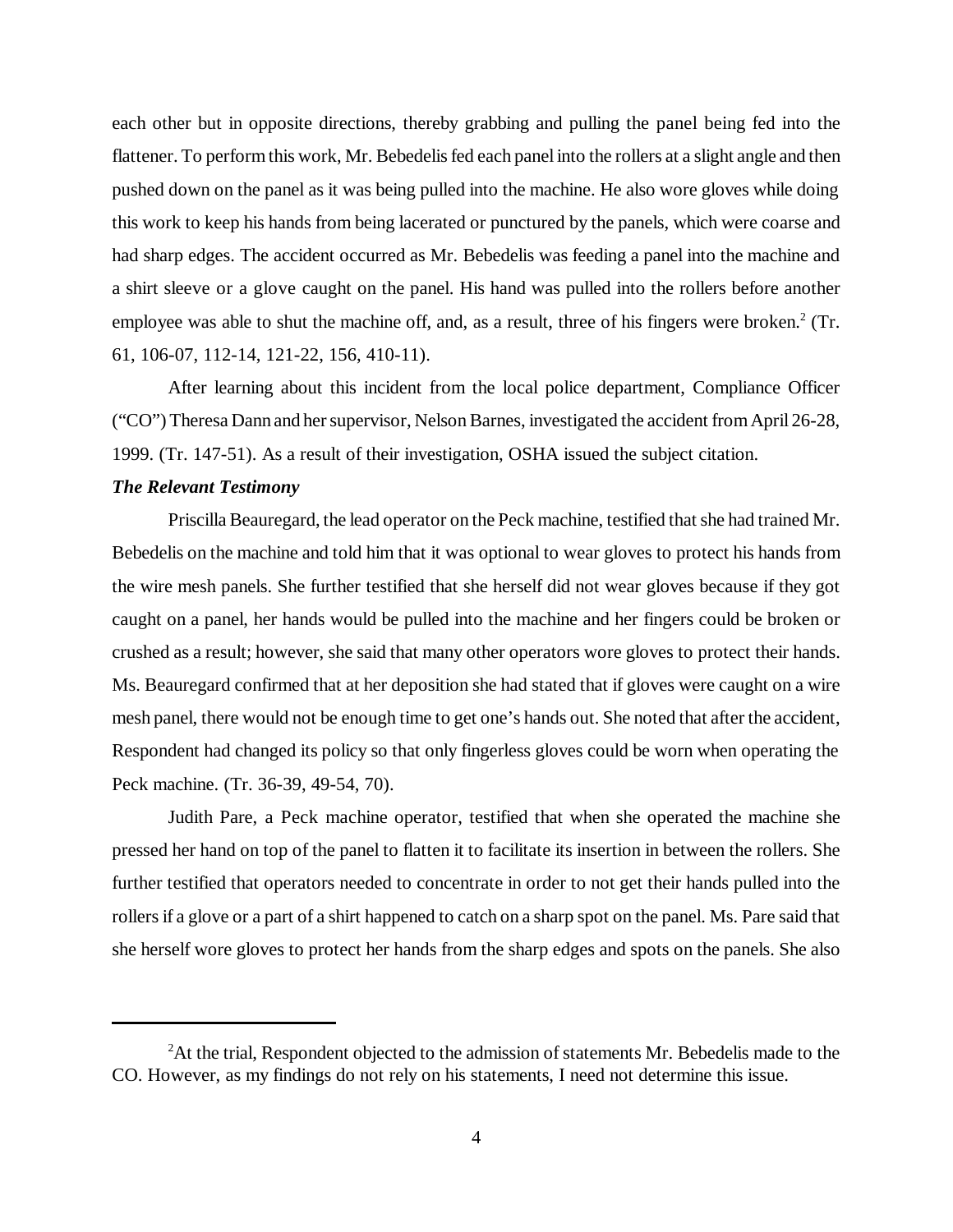each other but in opposite directions, thereby grabbing and pulling the panel being fed into the flattener. To perform this work, Mr. Bebedelis fed each panel into the rollers at a slight angle and then pushed down on the panel as it was being pulled into the machine. He also wore gloves while doing this work to keep his hands from being lacerated or punctured by the panels, which were coarse and had sharp edges. The accident occurred as Mr. Bebedelis was feeding a panel into the machine and a shirt sleeve or a glove caught on the panel. His hand was pulled into the rollers before another employee was able to shut the machine off, and, as a result, three of his fingers were broken.[2] (Tr. 61, 106-07, 112-14, 121-22, 156, 410-11).

After learning about this incident from the local police department, Compliance Officer ("CO") Theresa Dann and her supervisor, Nelson Barnes, investigated the accident from April 26-28, 1999. (Tr. 147-51). As a result of their investigation, OSHA issued the subject citation.

***The Relevant Testimony***

Priscilla Beauregard, the lead operator on the Peck machine, testified that she had trained Mr. Bebedelis on the machine and told him that it was optional to wear gloves to protect his hands from the wire mesh panels. She further testified that she herself did not wear gloves because if they got caught on a panel, her hands would be pulled into the machine and her fingers could be broken or crushed as a result; however, she said that many other operators wore gloves to protect their hands. Ms. Beauregard confirmed that at her deposition she had stated that if gloves were caught on a wire mesh panel, there would not be enough time to get one's hands out. She noted that after the accident, Respondent had changed its policy so that only fingerless gloves could be worn when operating the Peck machine. (Tr. 36-39, 49-54, 70).

Judith Pare, a Peck machine operator, testified that when she operated the machine she pressed her hand on top of the panel to flatten it to facilitate its insertion in between the rollers. She further testified that operators needed to concentrate in order to not get their hands pulled into the rollers if a glove or a part of a shirt happened to catch on a sharp spot on the panel. Ms. Pare said that she herself wore gloves to protect her hands from the sharp edges and spots on the panels. She also

---

[2]At the trial, Respondent objected to the admission of statements Mr. Bebedelis made to the CO. However, as my findings do not rely on his statements, I need not determine this issue.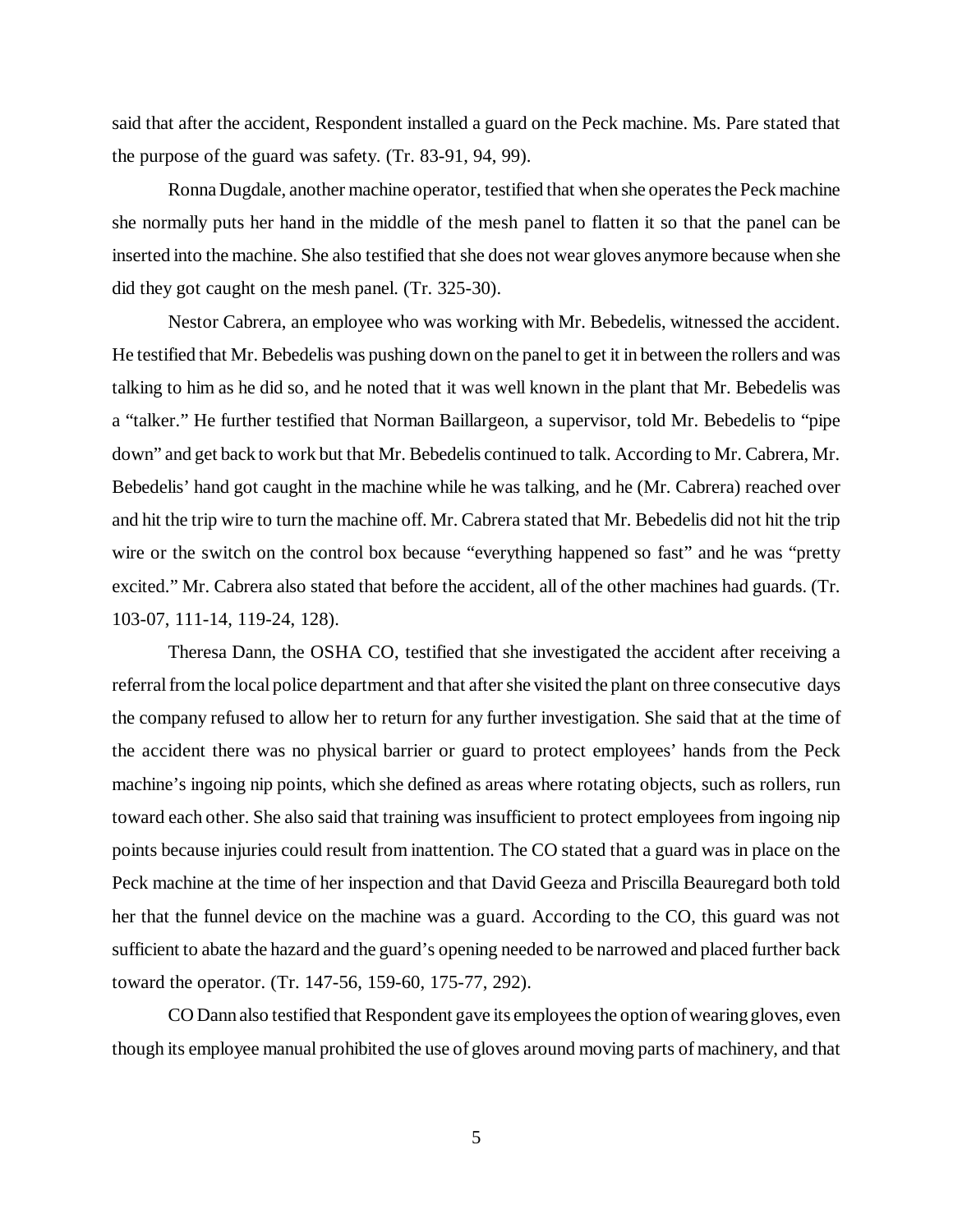said that after the accident, Respondent installed a guard on the Peck machine. Ms. Pare stated that the purpose of the guard was safety. (Tr. 83-91, 94, 99).

Ronna Dugdale, another machine operator, testified that when she operates the Peck machine she normally puts her hand in the middle of the mesh panel to flatten it so that the panel can be inserted into the machine. She also testified that she does not wear gloves anymore because when she did they got caught on the mesh panel. (Tr. 325-30).

Nestor Cabrera, an employee who was working with Mr. Bebedelis, witnessed the accident. He testified that Mr. Bebedelis was pushing down on the panel to get it in between the rollers and was talking to him as he did so, and he noted that it was well known in the plant that Mr. Bebedelis was a "talker." He further testified that Norman Baillargeon, a supervisor, told Mr. Bebedelis to "pipe down" and get back to work but that Mr. Bebedelis continued to talk. According to Mr. Cabrera, Mr. Bebedelis' hand got caught in the machine while he was talking, and he (Mr. Cabrera) reached over and hit the trip wire to turn the machine off. Mr. Cabrera stated that Mr. Bebedelis did not hit the trip wire or the switch on the control box because "everything happened so fast" and he was "pretty excited." Mr. Cabrera also stated that before the accident, all of the other machines had guards. (Tr. 103-07, 111-14, 119-24, 128).

Theresa Dann, the OSHA CO, testified that she investigated the accident after receiving a referral from the local police department and that after she visited the plant on three consecutive days the company refused to allow her to return for any further investigation. She said that at the time of the accident there was no physical barrier or guard to protect employees' hands from the Peck machine's ingoing nip points, which she defined as areas where rotating objects, such as rollers, run toward each other. She also said that training was insufficient to protect employees from ingoing nip points because injuries could result from inattention. The CO stated that a guard was in place on the Peck machine at the time of her inspection and that David Geeza and Priscilla Beauregard both told her that the funnel device on the machine was a guard. According to the CO, this guard was not sufficient to abate the hazard and the guard's opening needed to be narrowed and placed further back toward the operator. (Tr. 147-56, 159-60, 175-77, 292).

CO Dann also testified that Respondent gave its employees the option of wearing gloves, even though its employee manual prohibited the use of gloves around moving parts of machinery, and that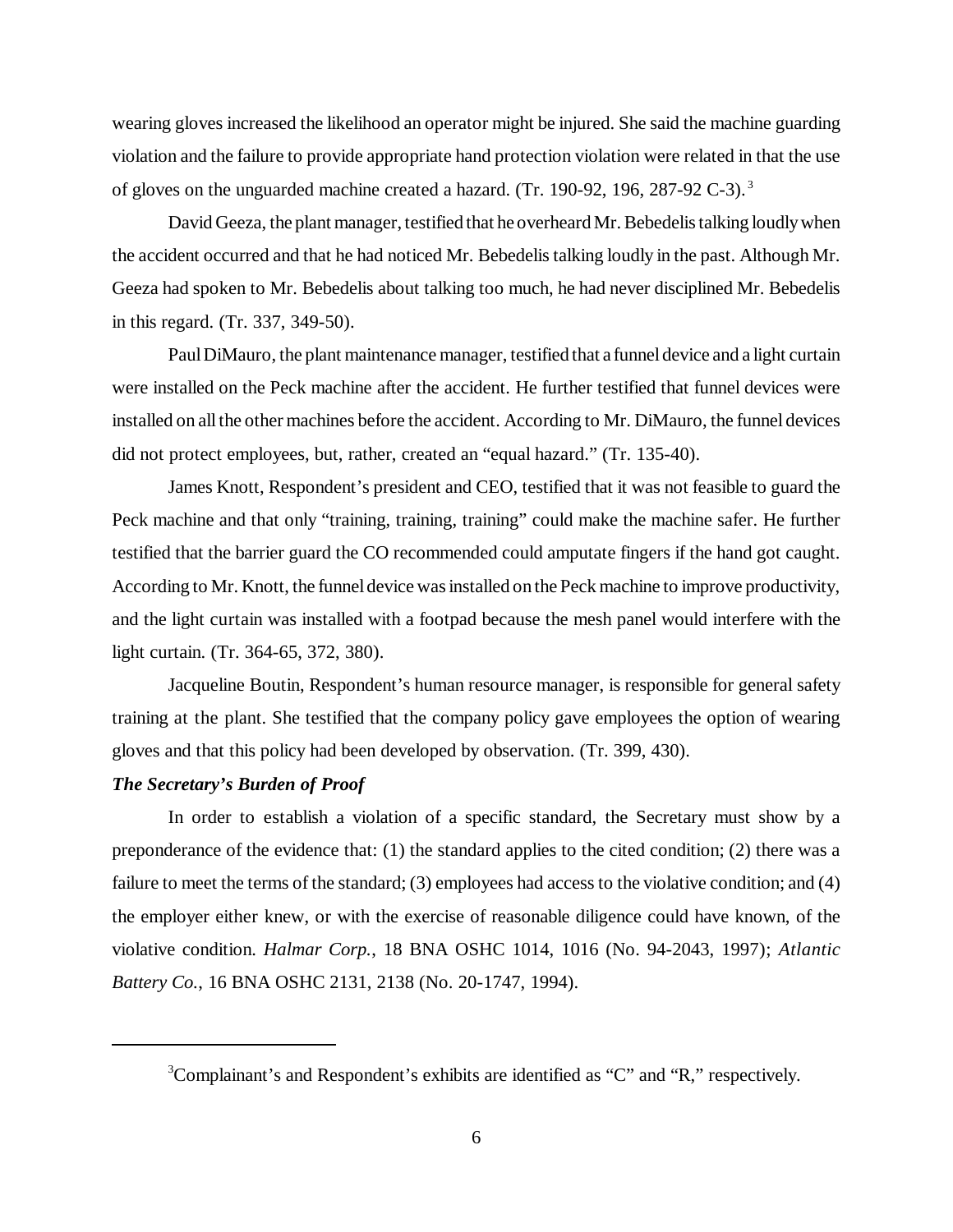wearing gloves increased the likelihood an operator might be injured. She said the machine guarding violation and the failure to provide appropriate hand protection violation were related in that the use of gloves on the unguarded machine created a hazard. (Tr. 190-92, 196, 287-92 C-3).[3]

David Geeza, the plant manager, testified that he overheard Mr. Bebedelis talking loudly when the accident occurred and that he had noticed Mr. Bebedelis talking loudly in the past. Although Mr. Geeza had spoken to Mr. Bebedelis about talking too much, he had never disciplined Mr. Bebedelis in this regard. (Tr. 337, 349-50).

Paul DiMauro, the plant maintenance manager, testified that a funnel device and a light curtain were installed on the Peck machine after the accident. He further testified that funnel devices were installed on all the other machines before the accident. According to Mr. DiMauro, the funnel devices did not protect employees, but, rather, created an "equal hazard." (Tr. 135-40).

James Knott, Respondent's president and CEO, testified that it was not feasible to guard the Peck machine and that only "training, training, training" could make the machine safer. He further testified that the barrier guard the CO recommended could amputate fingers if the hand got caught. According to Mr. Knott, the funnel device was installed on the Peck machine to improve productivity, and the light curtain was installed with a footpad because the mesh panel would interfere with the light curtain. (Tr. 364-65, 372, 380).

Jacqueline Boutin, Respondent's human resource manager, is responsible for general safety training at the plant. She testified that the company policy gave employees the option of wearing gloves and that this policy had been developed by observation. (Tr. 399, 430).

***The Secretary's Burden of Proof***

In order to establish a violation of a specific standard, the Secretary must show by a preponderance of the evidence that: (1) the standard applies to the cited condition; (2) there was a failure to meet the terms of the standard; (3) employees had access to the violative condition; and (4) the employer either knew, or with the exercise of reasonable diligence could have known, of the violative condition. *Halmar Corp.*, 18 BNA OSHC 1014, 1016 (No. 94-2043, 1997); *Atlantic Battery Co.*, 16 BNA OSHC 2131, 2138 (No. 20-1747, 1994).

---

[3]Complainant's and Respondent's exhibits are identified as "C" and "R," respectively.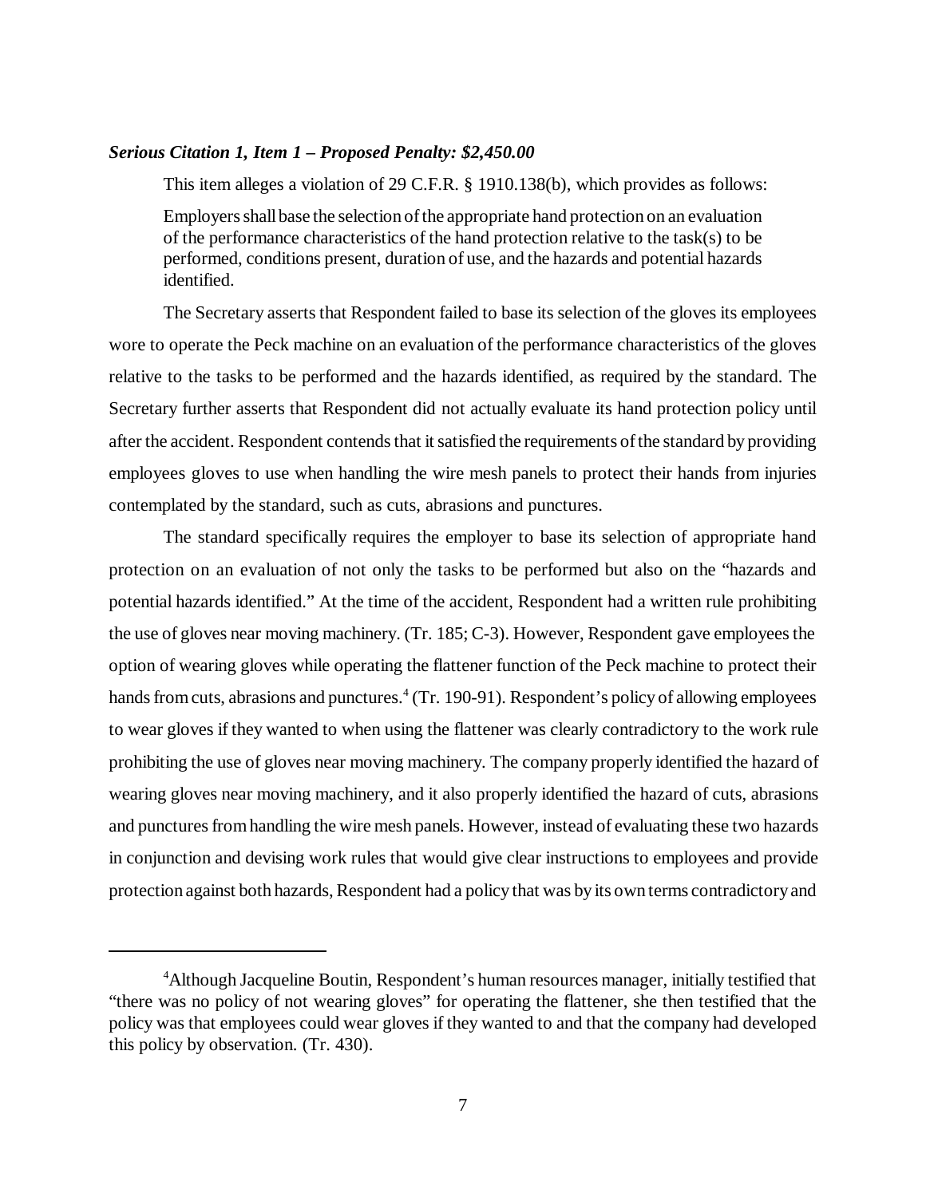***Serious Citation 1, Item 1 – Proposed Penalty: $2,450.00***

This item alleges a violation of 29 C.F.R. § 1910.138(b), which provides as follows:

> Employers shall base the selection of the appropriate hand protection on an evaluation of the performance characteristics of the hand protection relative to the task(s) to be performed, conditions present, duration of use, and the hazards and potential hazards identified.

The Secretary asserts that Respondent failed to base its selection of the gloves its employees wore to operate the Peck machine on an evaluation of the performance characteristics of the gloves relative to the tasks to be performed and the hazards identified, as required by the standard. The Secretary further asserts that Respondent did not actually evaluate its hand protection policy until after the accident. Respondent contends that it satisfied the requirements of the standard by providing employees gloves to use when handling the wire mesh panels to protect their hands from injuries contemplated by the standard, such as cuts, abrasions and punctures.

The standard specifically requires the employer to base its selection of appropriate hand protection on an evaluation of not only the tasks to be performed but also on the "hazards and potential hazards identified." At the time of the accident, Respondent had a written rule prohibiting the use of gloves near moving machinery. (Tr. 185; C-3). However, Respondent gave employees the option of wearing gloves while operating the flattener function of the Peck machine to protect their hands from cuts, abrasions and punctures.[4] (Tr. 190-91). Respondent's policy of allowing employees to wear gloves if they wanted to when using the flattener was clearly contradictory to the work rule prohibiting the use of gloves near moving machinery. The company properly identified the hazard of wearing gloves near moving machinery, and it also properly identified the hazard of cuts, abrasions and punctures from handling the wire mesh panels. However, instead of evaluating these two hazards in conjunction and devising work rules that would give clear instructions to employees and provide protection against both hazards, Respondent had a policy that was by its own terms contradictory and

---

[4]Although Jacqueline Boutin, Respondent's human resources manager, initially testified that "there was no policy of not wearing gloves" for operating the flattener, she then testified that the policy was that employees could wear gloves if they wanted to and that the company had developed this policy by observation. (Tr. 430).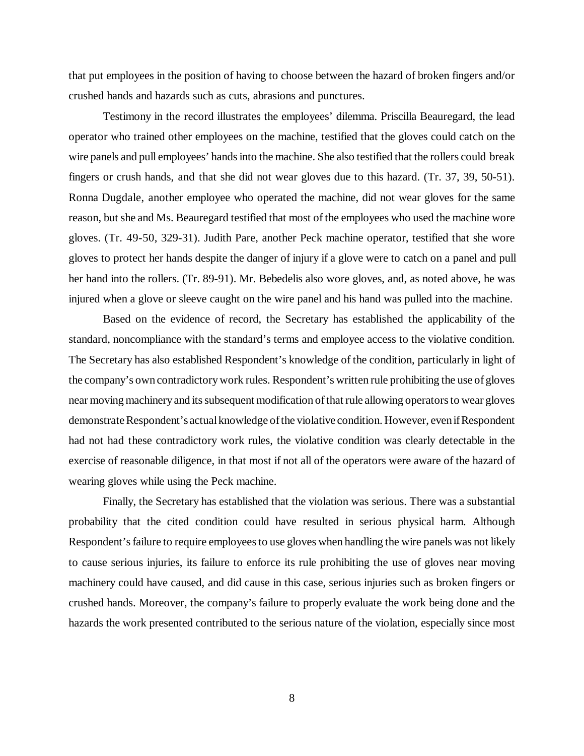that put employees in the position of having to choose between the hazard of broken fingers and/or crushed hands and hazards such as cuts, abrasions and punctures.

Testimony in the record illustrates the employees' dilemma. Priscilla Beauregard, the lead operator who trained other employees on the machine, testified that the gloves could catch on the wire panels and pull employees' hands into the machine. She also testified that the rollers could break fingers or crush hands, and that she did not wear gloves due to this hazard. (Tr. 37, 39, 50-51). Ronna Dugdale, another employee who operated the machine, did not wear gloves for the same reason, but she and Ms. Beauregard testified that most of the employees who used the machine wore gloves. (Tr. 49-50, 329-31). Judith Pare, another Peck machine operator, testified that she wore gloves to protect her hands despite the danger of injury if a glove were to catch on a panel and pull her hand into the rollers. (Tr. 89-91). Mr. Bebedelis also wore gloves, and, as noted above, he was injured when a glove or sleeve caught on the wire panel and his hand was pulled into the machine.

Based on the evidence of record, the Secretary has established the applicability of the standard, noncompliance with the standard's terms and employee access to the violative condition. The Secretary has also established Respondent's knowledge of the condition, particularly in light of the company's own contradictory work rules. Respondent's written rule prohibiting the use of gloves near moving machinery and its subsequent modification of that rule allowing operators to wear gloves demonstrate Respondent's actual knowledge of the violative condition. However, even if Respondent had not had these contradictory work rules, the violative condition was clearly detectable in the exercise of reasonable diligence, in that most if not all of the operators were aware of the hazard of wearing gloves while using the Peck machine.

Finally, the Secretary has established that the violation was serious. There was a substantial probability that the cited condition could have resulted in serious physical harm. Although Respondent's failure to require employees to use gloves when handling the wire panels was not likely to cause serious injuries, its failure to enforce its rule prohibiting the use of gloves near moving machinery could have caused, and did cause in this case, serious injuries such as broken fingers or crushed hands. Moreover, the company's failure to properly evaluate the work being done and the hazards the work presented contributed to the serious nature of the violation, especially since most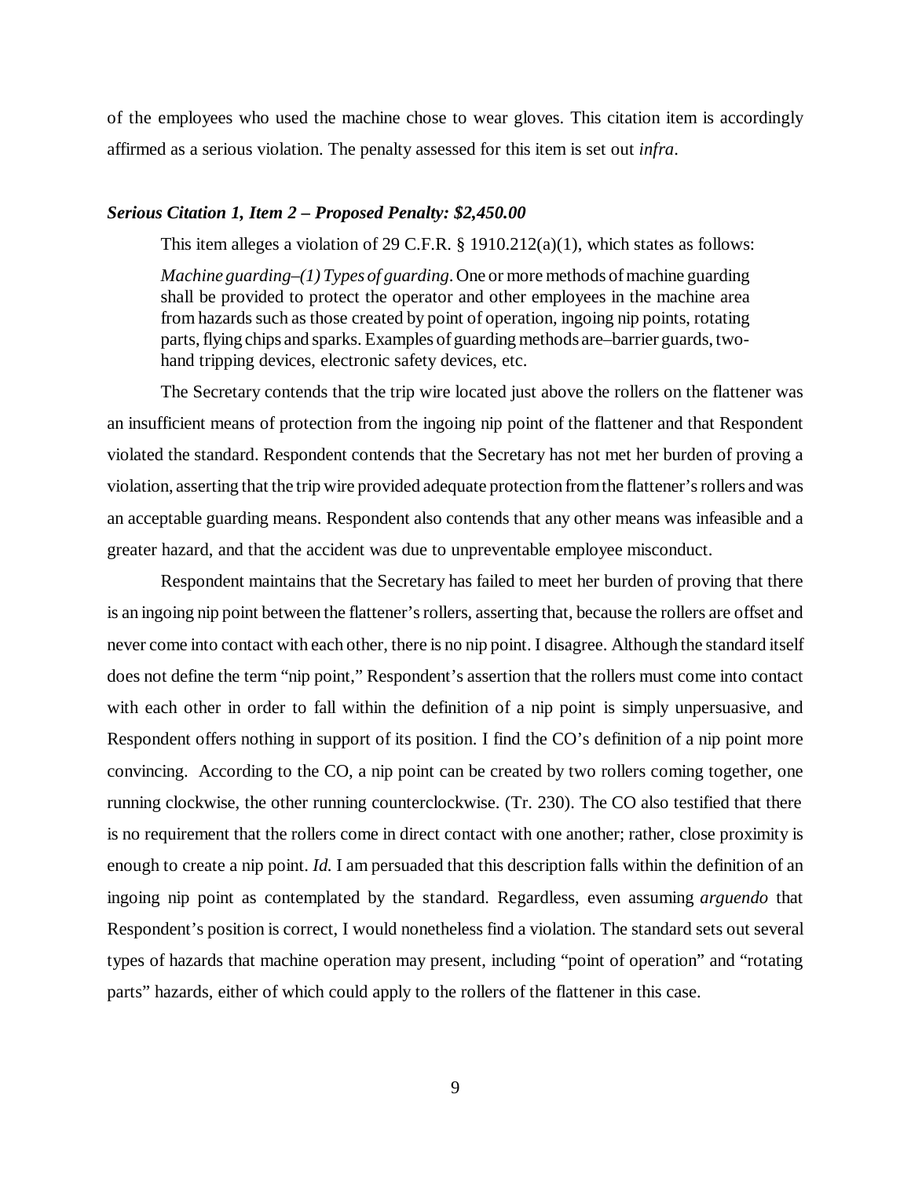of the employees who used the machine chose to wear gloves. This citation item is accordingly affirmed as a serious violation. The penalty assessed for this item is set out *infra*.

***Serious Citation 1, Item 2 – Proposed Penalty: $2,450.00***

This item alleges a violation of 29 C.F.R. § 1910.212(a)(1), which states as follows:

> *Machine guarding–(1) Types of guarding.* One or more methods of machine guarding shall be provided to protect the operator and other employees in the machine area from hazards such as those created by point of operation, ingoing nip points, rotating parts, flying chips and sparks. Examples of guarding methods are–barrier guards, two-hand tripping devices, electronic safety devices, etc.

The Secretary contends that the trip wire located just above the rollers on the flattener was an insufficient means of protection from the ingoing nip point of the flattener and that Respondent violated the standard. Respondent contends that the Secretary has not met her burden of proving a violation, asserting that the trip wire provided adequate protection from the flattener's rollers and was an acceptable guarding means. Respondent also contends that any other means was infeasible and a greater hazard, and that the accident was due to unpreventable employee misconduct.

Respondent maintains that the Secretary has failed to meet her burden of proving that there is an ingoing nip point between the flattener's rollers, asserting that, because the rollers are offset and never come into contact with each other, there is no nip point. I disagree. Although the standard itself does not define the term "nip point," Respondent's assertion that the rollers must come into contact with each other in order to fall within the definition of a nip point is simply unpersuasive, and Respondent offers nothing in support of its position. I find the CO's definition of a nip point more convincing. According to the CO, a nip point can be created by two rollers coming together, one running clockwise, the other running counterclockwise. (Tr. 230). The CO also testified that there is no requirement that the rollers come in direct contact with one another; rather, close proximity is enough to create a nip point. *Id.* I am persuaded that this description falls within the definition of an ingoing nip point as contemplated by the standard. Regardless, even assuming *arguendo* that Respondent's position is correct, I would nonetheless find a violation. The standard sets out several types of hazards that machine operation may present, including "point of operation" and "rotating parts" hazards, either of which could apply to the rollers of the flattener in this case.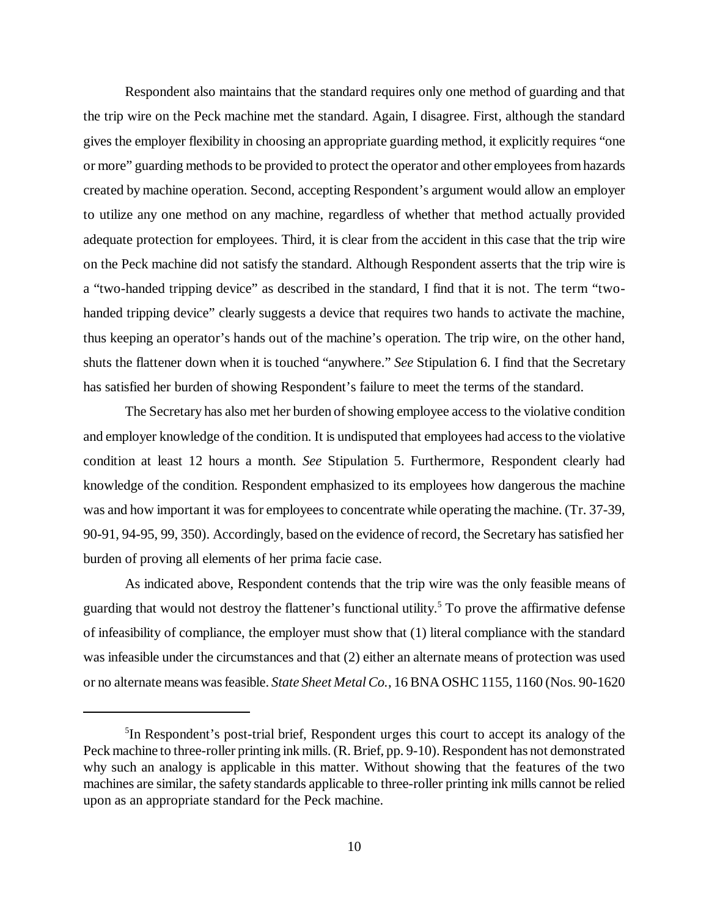Respondent also maintains that the standard requires only one method of guarding and that the trip wire on the Peck machine met the standard. Again, I disagree. First, although the standard gives the employer flexibility in choosing an appropriate guarding method, it explicitly requires "one or more" guarding methods to be provided to protect the operator and other employees from hazards created by machine operation. Second, accepting Respondent's argument would allow an employer to utilize any one method on any machine, regardless of whether that method actually provided adequate protection for employees. Third, it is clear from the accident in this case that the trip wire on the Peck machine did not satisfy the standard. Although Respondent asserts that the trip wire is a "two-handed tripping device" as described in the standard, I find that it is not. The term "two-handed tripping device" clearly suggests a device that requires two hands to activate the machine, thus keeping an operator's hands out of the machine's operation. The trip wire, on the other hand, shuts the flattener down when it is touched "anywhere." *See* Stipulation 6. I find that the Secretary has satisfied her burden of showing Respondent's failure to meet the terms of the standard.

The Secretary has also met her burden of showing employee access to the violative condition and employer knowledge of the condition. It is undisputed that employees had access to the violative condition at least 12 hours a month. *See* Stipulation 5. Furthermore, Respondent clearly had knowledge of the condition. Respondent emphasized to its employees how dangerous the machine was and how important it was for employees to concentrate while operating the machine. (Tr. 37-39, 90-91, 94-95, 99, 350). Accordingly, based on the evidence of record, the Secretary has satisfied her burden of proving all elements of her prima facie case.

As indicated above, Respondent contends that the trip wire was the only feasible means of guarding that would not destroy the flattener's functional utility.[5] To prove the affirmative defense of infeasibility of compliance, the employer must show that (1) literal compliance with the standard was infeasible under the circumstances and that (2) either an alternate means of protection was used or no alternate means was feasible. *State Sheet Metal Co.*, 16 BNA OSHC 1155, 1160 (Nos. 90-1620

---

[5]In Respondent's post-trial brief, Respondent urges this court to accept its analogy of the Peck machine to three-roller printing ink mills. (R. Brief, pp. 9-10). Respondent has not demonstrated why such an analogy is applicable in this matter. Without showing that the features of the two machines are similar, the safety standards applicable to three-roller printing ink mills cannot be relied upon as an appropriate standard for the Peck machine.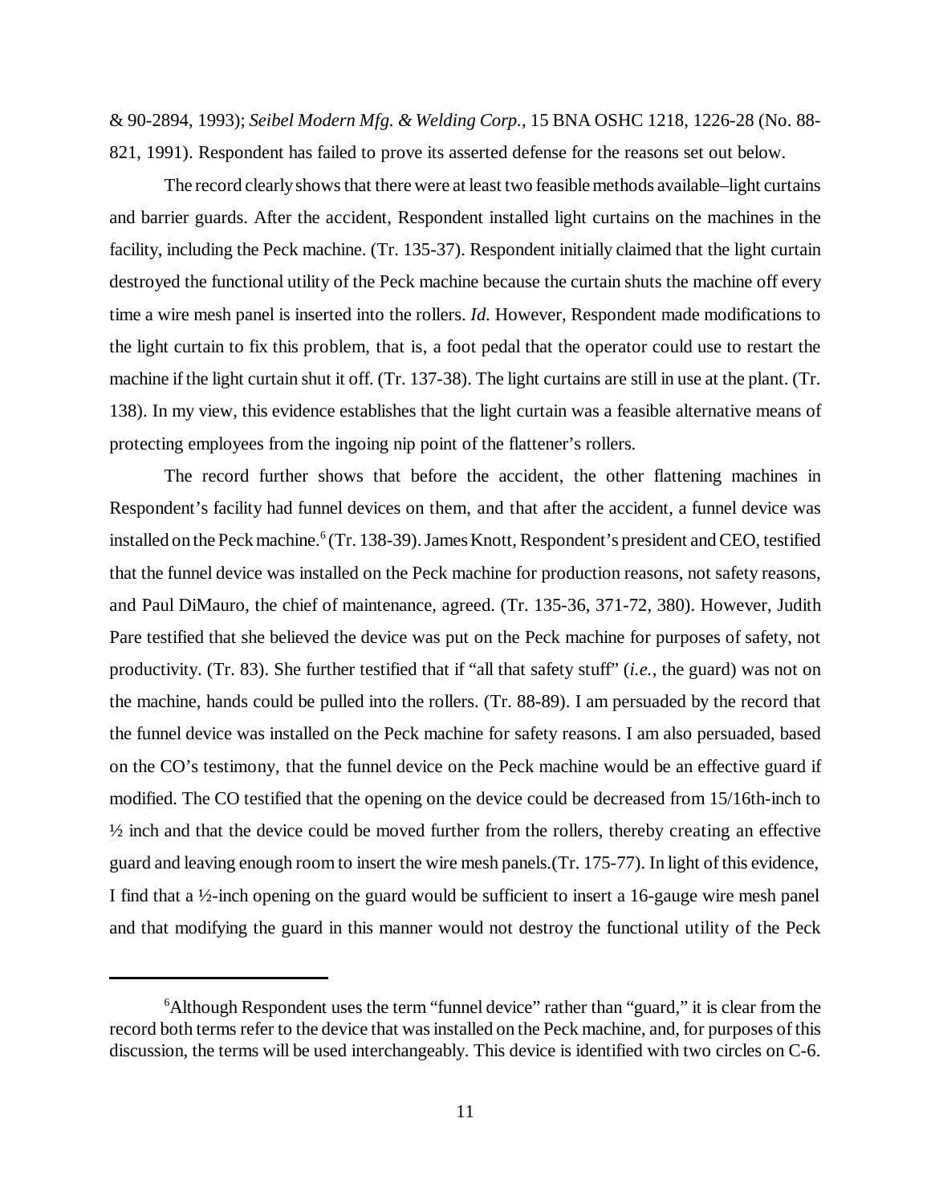& 90-2894, 1993); *Seibel Modern Mfg. & Welding Corp.*, 15 BNA OSHC 1218, 1226-28 (No. 88-821, 1991). Respondent has failed to prove its asserted defense for the reasons set out below.

The record clearly shows that there were at least two feasible methods available–light curtains and barrier guards. After the accident, Respondent installed light curtains on the machines in the facility, including the Peck machine. (Tr. 135-37). Respondent initially claimed that the light curtain destroyed the functional utility of the Peck machine because the curtain shuts the machine off every time a wire mesh panel is inserted into the rollers. *Id.* However, Respondent made modifications to the light curtain to fix this problem, that is, a foot pedal that the operator could use to restart the machine if the light curtain shut it off. (Tr. 137-38). The light curtains are still in use at the plant. (Tr. 138). In my view, this evidence establishes that the light curtain was a feasible alternative means of protecting employees from the ingoing nip point of the flattener's rollers.

The record further shows that before the accident, the other flattening machines in Respondent's facility had funnel devices on them, and that after the accident, a funnel device was installed on the Peck machine.[6] (Tr. 138-39). James Knott, Respondent's president and CEO, testified that the funnel device was installed on the Peck machine for production reasons, not safety reasons, and Paul DiMauro, the chief of maintenance, agreed. (Tr. 135-36, 371-72, 380). However, Judith Pare testified that she believed the device was put on the Peck machine for purposes of safety, not productivity. (Tr. 83). She further testified that if "all that safety stuff" (*i.e.*, the guard) was not on the machine, hands could be pulled into the rollers. (Tr. 88-89). I am persuaded by the record that the funnel device was installed on the Peck machine for safety reasons. I am also persuaded, based on the CO's testimony, that the funnel device on the Peck machine would be an effective guard if modified. The CO testified that the opening on the device could be decreased from 15/16th-inch to ½ inch and that the device could be moved further from the rollers, thereby creating an effective guard and leaving enough room to insert the wire mesh panels.(Tr. 175-77). In light of this evidence, I find that a ½-inch opening on the guard would be sufficient to insert a 16-gauge wire mesh panel and that modifying the guard in this manner would not destroy the functional utility of the Peck

---

[6] Although Respondent uses the term "funnel device" rather than "guard," it is clear from the record both terms refer to the device that was installed on the Peck machine, and, for purposes of this discussion, the terms will be used interchangeably. This device is identified with two circles on C-6.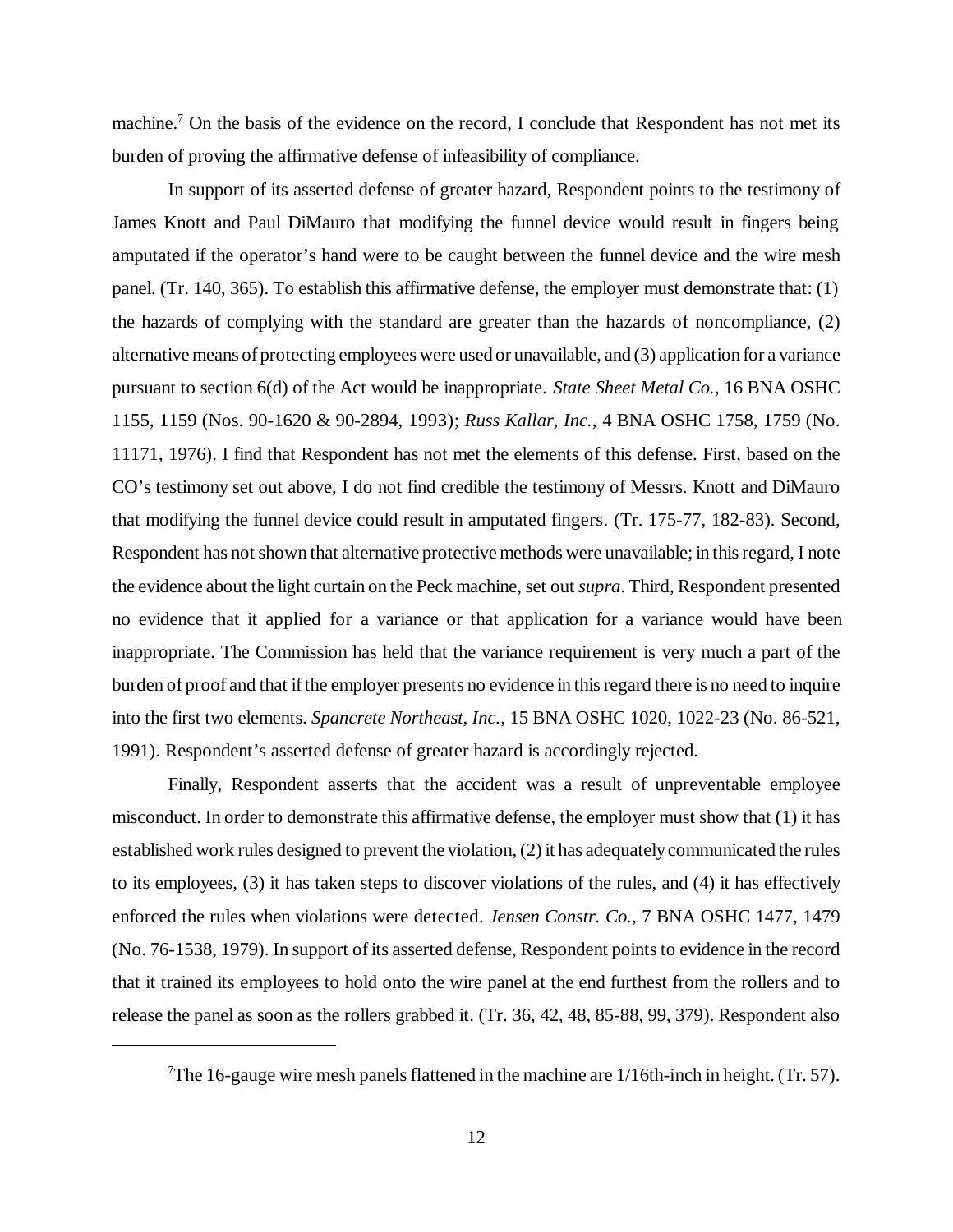machine.[7] On the basis of the evidence on the record, I conclude that Respondent has not met its burden of proving the affirmative defense of infeasibility of compliance.

In support of its asserted defense of greater hazard, Respondent points to the testimony of James Knott and Paul DiMauro that modifying the funnel device would result in fingers being amputated if the operator's hand were to be caught between the funnel device and the wire mesh panel. (Tr. 140, 365). To establish this affirmative defense, the employer must demonstrate that: (1) the hazards of complying with the standard are greater than the hazards of noncompliance, (2) alternative means of protecting employees were used or unavailable, and (3) application for a variance pursuant to section 6(d) of the Act would be inappropriate. *State Sheet Metal Co.*, 16 BNA OSHC 1155, 1159 (Nos. 90-1620 & 90-2894, 1993); *Russ Kallar, Inc.*, 4 BNA OSHC 1758, 1759 (No. 11171, 1976). I find that Respondent has not met the elements of this defense. First, based on the CO's testimony set out above, I do not find credible the testimony of Messrs. Knott and DiMauro that modifying the funnel device could result in amputated fingers. (Tr. 175-77, 182-83). Second, Respondent has not shown that alternative protective methods were unavailable; in this regard, I note the evidence about the light curtain on the Peck machine, set out *supra*. Third, Respondent presented no evidence that it applied for a variance or that application for a variance would have been inappropriate. The Commission has held that the variance requirement is very much a part of the burden of proof and that if the employer presents no evidence in this regard there is no need to inquire into the first two elements. *Spancrete Northeast, Inc.*, 15 BNA OSHC 1020, 1022-23 (No. 86-521, 1991). Respondent's asserted defense of greater hazard is accordingly rejected.

Finally, Respondent asserts that the accident was a result of unpreventable employee misconduct. In order to demonstrate this affirmative defense, the employer must show that (1) it has established work rules designed to prevent the violation, (2) it has adequately communicated the rules to its employees, (3) it has taken steps to discover violations of the rules, and (4) it has effectively enforced the rules when violations were detected. *Jensen Constr. Co.*, 7 BNA OSHC 1477, 1479 (No. 76-1538, 1979). In support of its asserted defense, Respondent points to evidence in the record that it trained its employees to hold onto the wire panel at the end furthest from the rollers and to release the panel as soon as the rollers grabbed it. (Tr. 36, 42, 48, 85-88, 99, 379). Respondent also

---

[7] The 16-gauge wire mesh panels flattened in the machine are 1/16th-inch in height. (Tr. 57).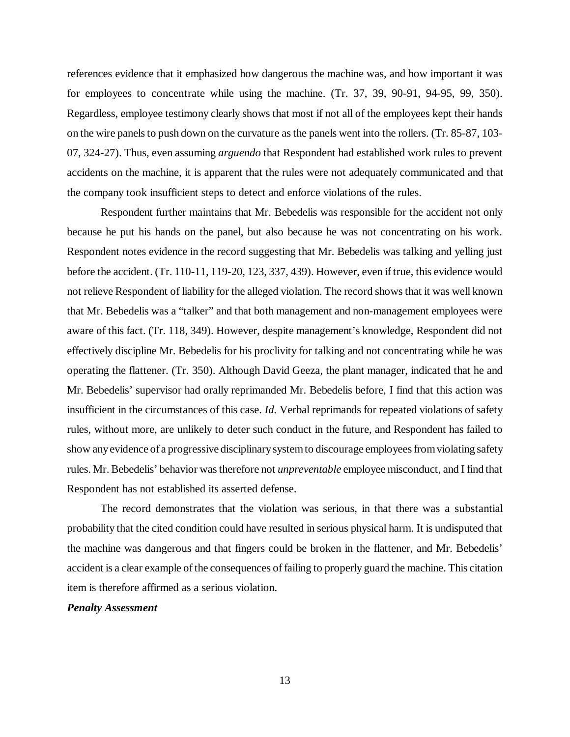references evidence that it emphasized how dangerous the machine was, and how important it was for employees to concentrate while using the machine. (Tr. 37, 39, 90-91, 94-95, 99, 350). Regardless, employee testimony clearly shows that most if not all of the employees kept their hands on the wire panels to push down on the curvature as the panels went into the rollers. (Tr. 85-87, 103-07, 324-27). Thus, even assuming *arguendo* that Respondent had established work rules to prevent accidents on the machine, it is apparent that the rules were not adequately communicated and that the company took insufficient steps to detect and enforce violations of the rules.

Respondent further maintains that Mr. Bebedelis was responsible for the accident not only because he put his hands on the panel, but also because he was not concentrating on his work. Respondent notes evidence in the record suggesting that Mr. Bebedelis was talking and yelling just before the accident. (Tr. 110-11, 119-20, 123, 337, 439). However, even if true, this evidence would not relieve Respondent of liability for the alleged violation. The record shows that it was well known that Mr. Bebedelis was a "talker" and that both management and non-management employees were aware of this fact. (Tr. 118, 349). However, despite management's knowledge, Respondent did not effectively discipline Mr. Bebedelis for his proclivity for talking and not concentrating while he was operating the flattener. (Tr. 350). Although David Geeza, the plant manager, indicated that he and Mr. Bebedelis' supervisor had orally reprimanded Mr. Bebedelis before, I find that this action was insufficient in the circumstances of this case. *Id.* Verbal reprimands for repeated violations of safety rules, without more, are unlikely to deter such conduct in the future, and Respondent has failed to show any evidence of a progressive disciplinary system to discourage employees from violating safety rules. Mr. Bebedelis' behavior was therefore not *unpreventable* employee misconduct, and I find that Respondent has not established its asserted defense.

The record demonstrates that the violation was serious, in that there was a substantial probability that the cited condition could have resulted in serious physical harm. It is undisputed that the machine was dangerous and that fingers could be broken in the flattener, and Mr. Bebedelis' accident is a clear example of the consequences of failing to properly guard the machine. This citation item is therefore affirmed as a serious violation.

***Penalty Assessment***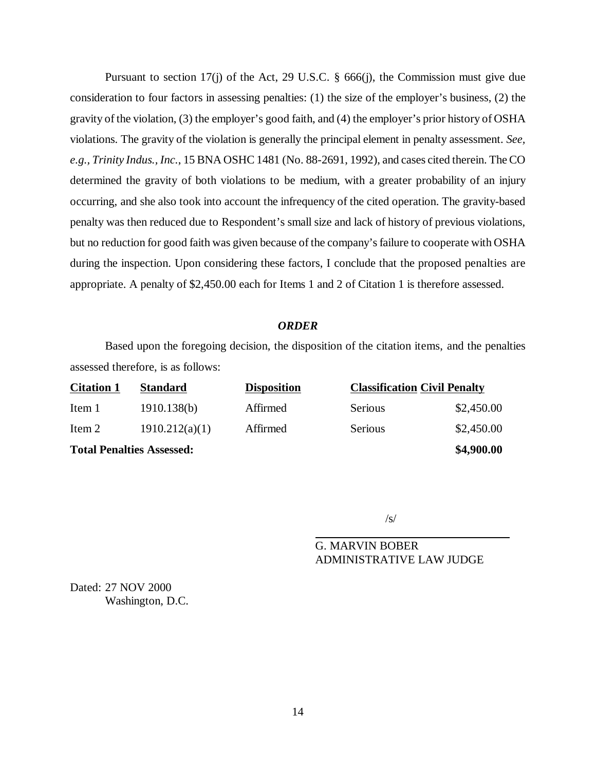Pursuant to section 17(j) of the Act, 29 U.S.C. § 666(j), the Commission must give due consideration to four factors in assessing penalties: (1) the size of the employer's business, (2) the gravity of the violation, (3) the employer's good faith, and (4) the employer's prior history of OSHA violations. The gravity of the violation is generally the principal element in penalty assessment. *See, e.g.*, *Trinity Indus., Inc.*, 15 BNA OSHC 1481 (No. 88-2691, 1992), and cases cited therein. The CO determined the gravity of both violations to be medium, with a greater probability of an injury occurring, and she also took into account the infrequency of the cited operation. The gravity-based penalty was then reduced due to Respondent's small size and lack of history of previous violations, but no reduction for good faith was given because of the company's failure to cooperate with OSHA during the inspection. Upon considering these factors, I conclude that the proposed penalties are appropriate. A penalty of $2,450.00 each for Items 1 and 2 of Citation 1 is therefore assessed.

### ***ORDER***

Based upon the foregoing decision, the disposition of the citation items, and the penalties assessed therefore, is as follows:

| **Citation 1** | **Standard** | **Disposition** | **Classification** | **Civil Penalty** |
|---|---|---|---|---|
| Item 1 | 1910.138(b) | Affirmed | Serious | $2,450.00 |
| Item 2 | 1910.212(a)(1) | Affirmed | Serious | $2,450.00 |
| **Total Penalties Assessed:** | | | | **$4,900.00** |

/s/

G. MARVIN BOBER
ADMINISTRATIVE LAW JUDGE

Dated: 27 NOV 2000
Washington, D.C.